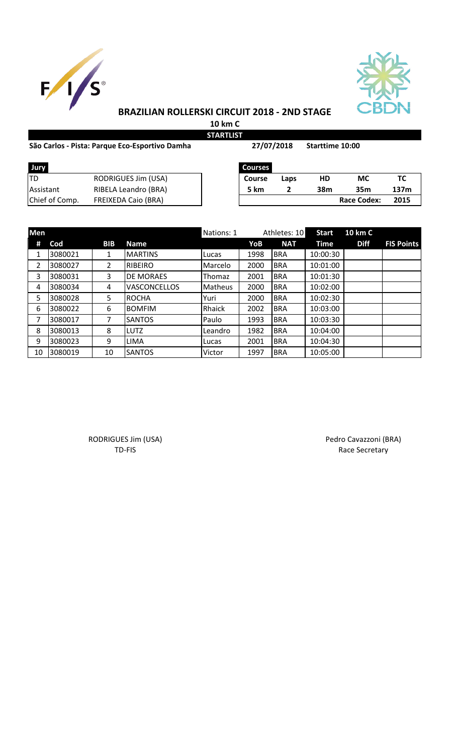# BRAZILIAN ROLLERSKI CIRCUIT 2018 - 2ND STAGE

**10 km C**

**STARTLIST**

**São Carlos - Pista: Parque Eco-Esportivo Damha** **27/07/2018** **Starttime 10:00**

| Jury | |
|---|---|
| TD | RODRIGUES Jim (USA) |
| Assistant | RIBELA Leandro (BRA) |
| Chief of Comp. | FREIXEDA Caio (BRA) |

| Courses | | | | |
|---|---|---|---|---|
| Course | Laps | HD | MC | TC |
| 5 km | 2 | 38m | 35m | 137m |
| | | | Race Codex: | 2015 |

| Men | | | | Nations: 1 | | Athletes: 10 | Start | 10 km C | |
|---|---|---|---|---|---|---|---|---|---|
| # | Cod | BIB | Name | | YoB | NAT | Time | Diff | FIS Points |
| 1 | 3080021 | 1 | MARTINS | Lucas | 1998 | BRA | 10:00:30 | | |
| 2 | 3080027 | 2 | RIBEIRO | Marcelo | 2000 | BRA | 10:01:00 | | |
| 3 | 3080031 | 3 | DE MORAES | Thomaz | 2001 | BRA | 10:01:30 | | |
| 4 | 3080034 | 4 | VASCONCELLOS | Matheus | 2000 | BRA | 10:02:00 | | |
| 5 | 3080028 | 5 | ROCHA | Yuri | 2000 | BRA | 10:02:30 | | |
| 6 | 3080022 | 6 | BOMFIM | Rhaick | 2002 | BRA | 10:03:00 | | |
| 7 | 3080017 | 7 | SANTOS | Paulo | 1993 | BRA | 10:03:30 | | |
| 8 | 3080013 | 8 | LUTZ | Leandro | 1982 | BRA | 10:04:00 | | |
| 9 | 3080023 | 9 | LIMA | Lucas | 2001 | BRA | 10:04:30 | | |
| 10 | 3080019 | 10 | SANTOS | Victor | 1997 | BRA | 10:05:00 | | |

RODRIGUES Jim (USA)
TD-FIS

Pedro Cavazzoni (BRA)
Race Secretary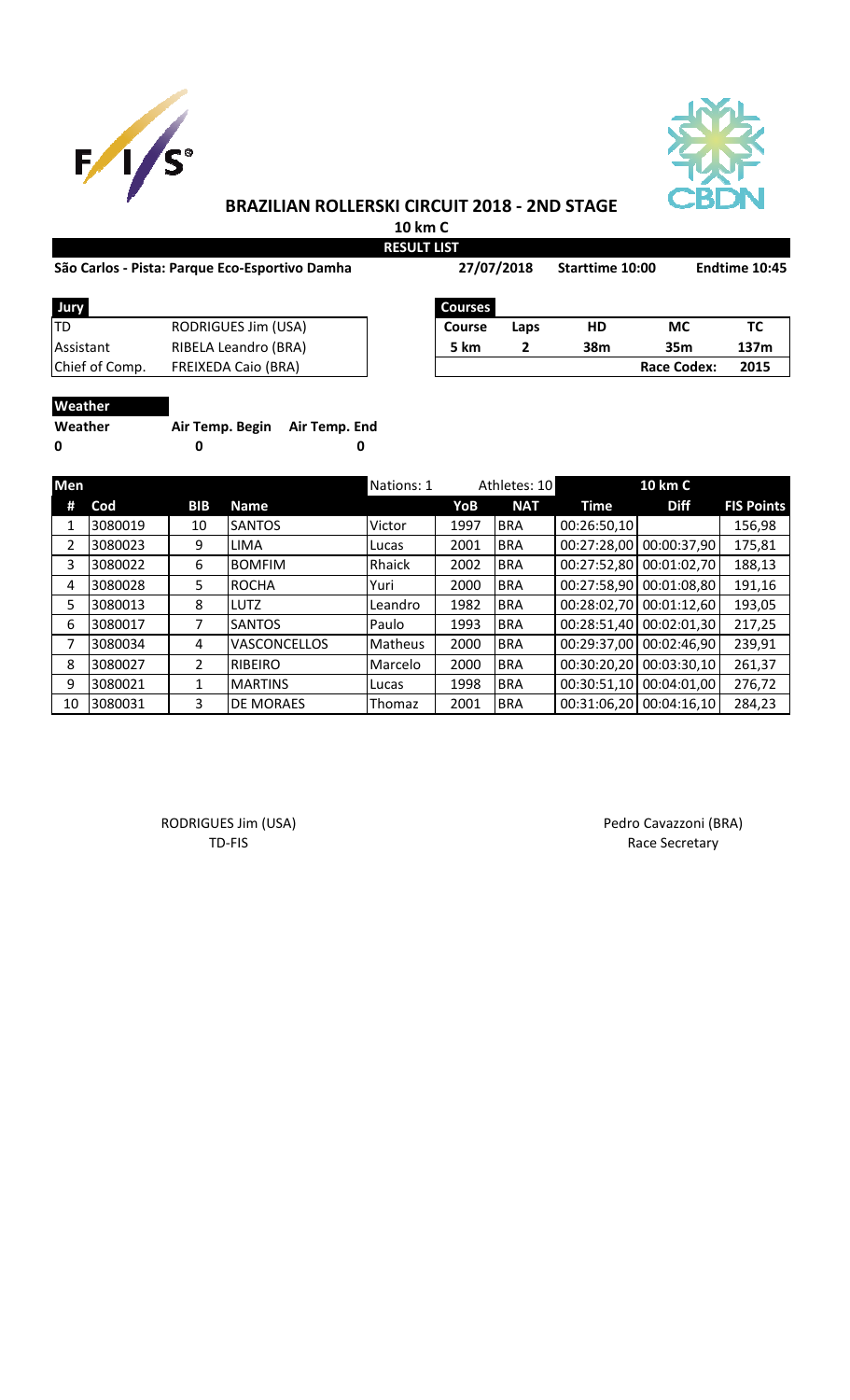# BRAZILIAN ROLLERSKI CIRCUIT 2018 - 2ND STAGE

**10 km C**

**RESULT LIST**

**São Carlos - Pista: Parque Eco-Esportivo Damha** | **27/07/2018** | **Starttime 10:00** | **Endtime 10:45**

| Jury | |
|---|---|
| TD | RODRIGUES Jim (USA) |
| Assistant | RIBELA Leandro (BRA) |
| Chief of Comp. | FREIXEDA Caio (BRA) |

| Courses | | | | |
|---|---|---|---|---|
| Course | Laps | HD | MC | TC |
| 5 km | 2 | 38m | 35m | 137m |
| | | | Race Codex: | 2015 |

**Weather**

| Weather | Air Temp. Begin | Air Temp. End |
|---|---|---|
| 0 | 0 | 0 |

| Men | | | | Nations: 1 | | Athletes: 10 | 10 km C | | |
|---|---|---|---|---|---|---|---|---|---|
| # | Cod | BIB | Name | | YoB | NAT | Time | Diff | FIS Points |
| 1 | 3080019 | 10 | SANTOS | Victor | 1997 | BRA | 00:26:50,10 | | 156,98 |
| 2 | 3080023 | 9 | LIMA | Lucas | 2001 | BRA | 00:27:28,00 | 00:00:37,90 | 175,81 |
| 3 | 3080022 | 6 | BOMFIM | Rhaick | 2002 | BRA | 00:27:52,80 | 00:01:02,70 | 188,13 |
| 4 | 3080028 | 5 | ROCHA | Yuri | 2000 | BRA | 00:27:58,90 | 00:01:08,80 | 191,16 |
| 5 | 3080013 | 8 | LUTZ | Leandro | 1982 | BRA | 00:28:02,70 | 00:01:12,60 | 193,05 |
| 6 | 3080017 | 7 | SANTOS | Paulo | 1993 | BRA | 00:28:51,40 | 00:02:01,30 | 217,25 |
| 7 | 3080034 | 4 | VASCONCELLOS | Matheus | 2000 | BRA | 00:29:37,00 | 00:02:46,90 | 239,91 |
| 8 | 3080027 | 2 | RIBEIRO | Marcelo | 2000 | BRA | 00:30:20,20 | 00:03:30,10 | 261,37 |
| 9 | 3080021 | 1 | MARTINS | Lucas | 1998 | BRA | 00:30:51,10 | 00:04:01,00 | 276,72 |
| 10 | 3080031 | 3 | DE MORAES | Thomaz | 2001 | BRA | 00:31:06,20 | 00:04:16,10 | 284,23 |

RODRIGUES Jim (USA)
TD-FIS

Pedro Cavazzoni (BRA)
Race Secretary